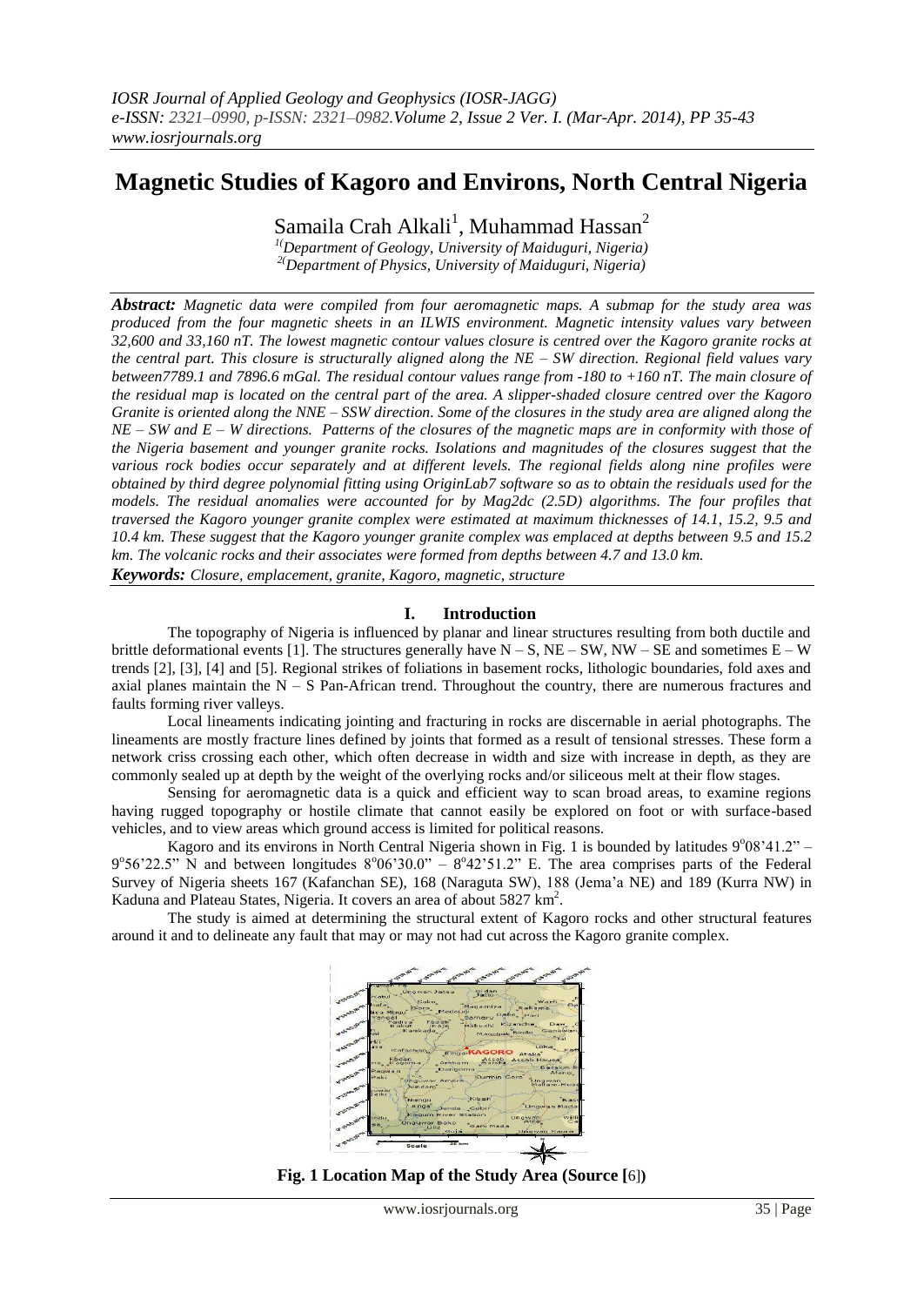# Magnetic Studies of Kagoro and Environs, North Central Nigeria

Samaila Crah Alkali[1], Muhammad Hassan[2]

[1](Department of Geology, University of Maiduguri, Nigeria)
[2](Department of Physics, University of Maiduguri, Nigeria)

***Abstract:*** *Magnetic data were compiled from four aeromagnetic maps. A submap for the study area was produced from the four magnetic sheets in an ILWIS environment. Magnetic intensity values vary between 32,600 and 33,160 nT. The lowest magnetic contour values closure is centred over the Kagoro granite rocks at the central part. This closure is structurally aligned along the NE – SW direction. Regional field values vary between7789.1 and 7896.6 mGal. The residual contour values range from -180 to +160 nT. The main closure of the residual map is located on the central part of the area. A slipper-shaded closure centred over the Kagoro Granite is oriented along the NNE – SSW direction. Some of the closures in the study area are aligned along the NE – SW and E – W directions. Patterns of the closures of the magnetic maps are in conformity with those of the Nigeria basement and younger granite rocks. Isolations and magnitudes of the closures suggest that the various rock bodies occur separately and at different levels. The regional fields along nine profiles were obtained by third degree polynomial fitting using OriginLab7 software so as to obtain the residuals used for the models. The residual anomalies were accounted for by Mag2dc (2.5D) algorithms. The four profiles that traversed the Kagoro younger granite complex were estimated at maximum thicknesses of 14.1, 15.2, 9.5 and 10.4 km. These suggest that the Kagoro younger granite complex was emplaced at depths between 9.5 and 15.2 km. The volcanic rocks and their associates were formed from depths between 4.7 and 13.0 km.*

***Keywords:*** *Closure, emplacement, granite, Kagoro, magnetic, structure*

## I. Introduction

The topography of Nigeria is influenced by planar and linear structures resulting from both ductile and brittle deformational events [1]. The structures generally have N – S, NE – SW, NW – SE and sometimes E – W trends [2], [3], [4] and [5]. Regional strikes of foliations in basement rocks, lithologic boundaries, fold axes and axial planes maintain the N – S Pan-African trend. Throughout the country, there are numerous fractures and faults forming river valleys.

Local lineaments indicating jointing and fracturing in rocks are discernable in aerial photographs. The lineaments are mostly fracture lines defined by joints that formed as a result of tensional stresses. These form a network criss crossing each other, which often decrease in width and size with increase in depth, as they are commonly sealed up at depth by the weight of the overlying rocks and/or siliceous melt at their flow stages.

Sensing for aeromagnetic data is a quick and efficient way to scan broad areas, to examine regions having rugged topography or hostile climate that cannot easily be explored on foot or with surface-based vehicles, and to view areas which ground access is limited for political reasons.

Kagoro and its environs in North Central Nigeria shown in Fig. 1 is bounded by latitudes $9^{o}08'41.2"$ – $9^{o}56'22.5"$ N and between longitudes $8^{o}06'30.0"$ – $8^{o}42'51.2"$ E. The area comprises parts of the Federal Survey of Nigeria sheets 167 (Kafanchan SE), 168 (Naraguta SW), 188 (Jema'a NE) and 189 (Kurra NW) in Kaduna and Plateau States, Nigeria. It covers an area of about 5827 km$^2$.

The study is aimed at determining the structural extent of Kagoro rocks and other structural features around it and to delineate any fault that may or may not had cut across the Kagoro granite complex.

**Fig. 1 Location Map of the Study Area (Source [6])**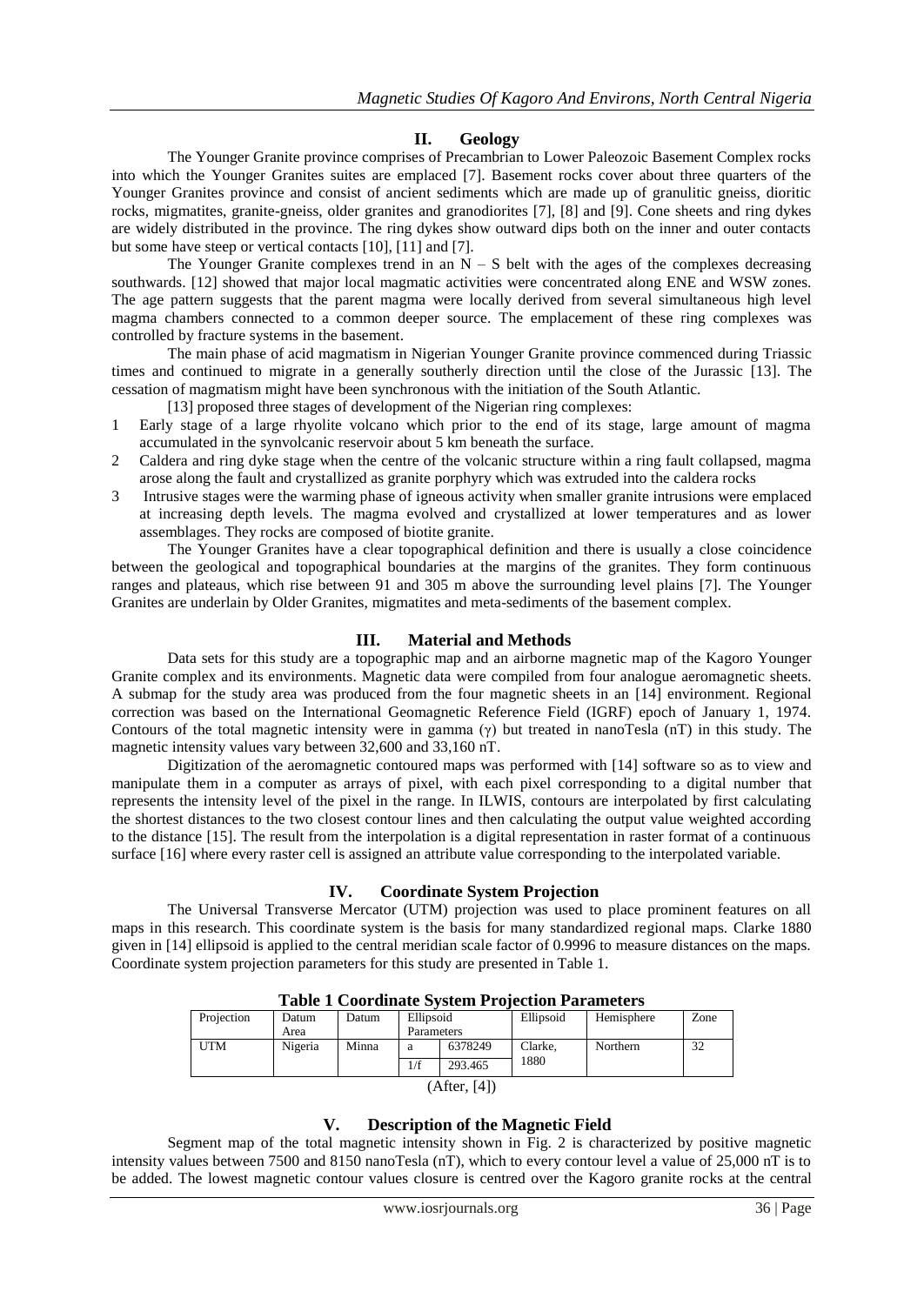## II. Geology

The Younger Granite province comprises of Precambrian to Lower Paleozoic Basement Complex rocks into which the Younger Granites suites are emplaced [7]. Basement rocks cover about three quarters of the Younger Granites province and consist of ancient sediments which are made up of granulitic gneiss, dioritic rocks, migmatites, granite-gneiss, older granites and granodiorites [7], [8] and [9]. Cone sheets and ring dykes are widely distributed in the province. The ring dykes show outward dips both on the inner and outer contacts but some have steep or vertical contacts [10], [11] and [7].

The Younger Granite complexes trend in an N – S belt with the ages of the complexes decreasing southwards. [12] showed that major local magmatic activities were concentrated along ENE and WSW zones. The age pattern suggests that the parent magma were locally derived from several simultaneous high level magma chambers connected to a common deeper source. The emplacement of these ring complexes was controlled by fracture systems in the basement.

The main phase of acid magmatism in Nigerian Younger Granite province commenced during Triassic times and continued to migrate in a generally southerly direction until the close of the Jurassic [13]. The cessation of magmatism might have been synchronous with the initiation of the South Atlantic.

[13] proposed three stages of development of the Nigerian ring complexes:

1. Early stage of a large rhyolite volcano which prior to the end of its stage, large amount of magma accumulated in the synvolcanic reservoir about 5 km beneath the surface.
2. Caldera and ring dyke stage when the centre of the volcanic structure within a ring fault collapsed, magma arose along the fault and crystallized as granite porphyry which was extruded into the caldera rocks
3. Intrusive stages were the warming phase of igneous activity when smaller granite intrusions were emplaced at increasing depth levels. The magma evolved and crystallized at lower temperatures and as lower assemblages. They rocks are composed of biotite granite.

The Younger Granites have a clear topographical definition and there is usually a close coincidence between the geological and topographical boundaries at the margins of the granites. They form continuous ranges and plateaus, which rise between 91 and 305 m above the surrounding level plains [7]. The Younger Granites are underlain by Older Granites, migmatites and meta-sediments of the basement complex.

## III. Material and Methods

Data sets for this study are a topographic map and an airborne magnetic map of the Kagoro Younger Granite complex and its environments. Magnetic data were compiled from four analogue aeromagnetic sheets. A submap for the study area was produced from the four magnetic sheets in an [14] environment. Regional correction was based on the International Geomagnetic Reference Field (IGRF) epoch of January 1, 1974. Contours of the total magnetic intensity were in gamma (γ) but treated in nanoTesla (nT) in this study. The magnetic intensity values vary between 32,600 and 33,160 nT.

Digitization of the aeromagnetic contoured maps was performed with [14] software so as to view and manipulate them in a computer as arrays of pixel, with each pixel corresponding to a digital number that represents the intensity level of the pixel in the range. In ILWIS, contours are interpolated by first calculating the shortest distances to the two closest contour lines and then calculating the output value weighted according to the distance [15]. The result from the interpolation is a digital representation in raster format of a continuous surface [16] where every raster cell is assigned an attribute value corresponding to the interpolated variable.

## IV. Coordinate System Projection

The Universal Transverse Mercator (UTM) projection was used to place prominent features on all maps in this research. This coordinate system is the basis for many standardized regional maps. Clarke 1880 given in [14] ellipsoid is applied to the central meridian scale factor of 0.9996 to measure distances on the maps. Coordinate system projection parameters for this study are presented in Table 1.

**Table 1 Coordinate System Projection Parameters**

| Projection | Datum Area | Datum | Ellipsoid Parameters | | Ellipsoid | Hemisphere | Zone |
|---|---|---|---|---|---|---|---|
| UTM | Nigeria | Minna | a | 6378249 | Clarke, 1880 | Northern | 32 |
| | | | 1/f | 293.465 | | | |

(After, [4])

## V. Description of the Magnetic Field

Segment map of the total magnetic intensity shown in Fig. 2 is characterized by positive magnetic intensity values between 7500 and 8150 nanoTesla (nT), which to every contour level a value of 25,000 nT is to be added. The lowest magnetic contour values closure is centred over the Kagoro granite rocks at the central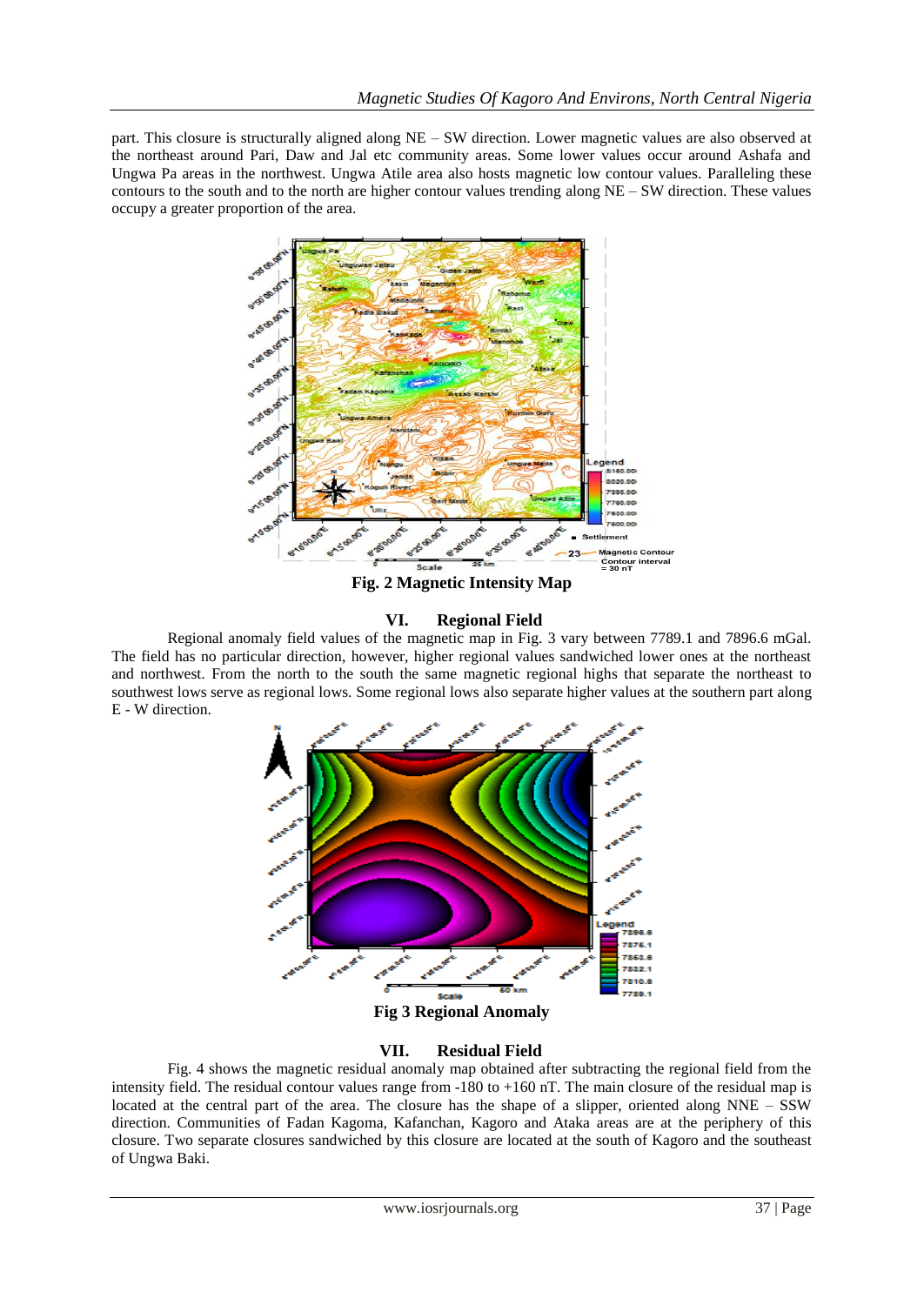part. This closure is structurally aligned along NE – SW direction. Lower magnetic values are also observed at the northeast around Pari, Daw and Jal etc community areas. Some lower values occur around Ashafa and Ungwa Pa areas in the northwest. Ungwa Atile area also hosts magnetic low contour values. Paralleling these contours to the south and to the north are higher contour values trending along NE – SW direction. These values occupy a greater proportion of the area.

**Fig. 2 Magnetic Intensity Map**

## VI. Regional Field

Regional anomaly field values of the magnetic map in Fig. 3 vary between 7789.1 and 7896.6 mGal. The field has no particular direction, however, higher regional values sandwiched lower ones at the northeast and northwest. From the north to the south the same magnetic regional highs that separate the northeast to southwest lows serve as regional lows. Some regional lows also separate higher values at the southern part along E - W direction.

**Fig 3 Regional Anomaly**

## VII. Residual Field

Fig. 4 shows the magnetic residual anomaly map obtained after subtracting the regional field from the intensity field. The residual contour values range from -180 to +160 nT. The main closure of the residual map is located at the central part of the area. The closure has the shape of a slipper, oriented along NNE – SSW direction. Communities of Fadan Kagoma, Kafanchan, Kagoro and Ataka areas are at the periphery of this closure. Two separate closures sandwiched by this closure are located at the south of Kagoro and the southeast of Ungwa Baki.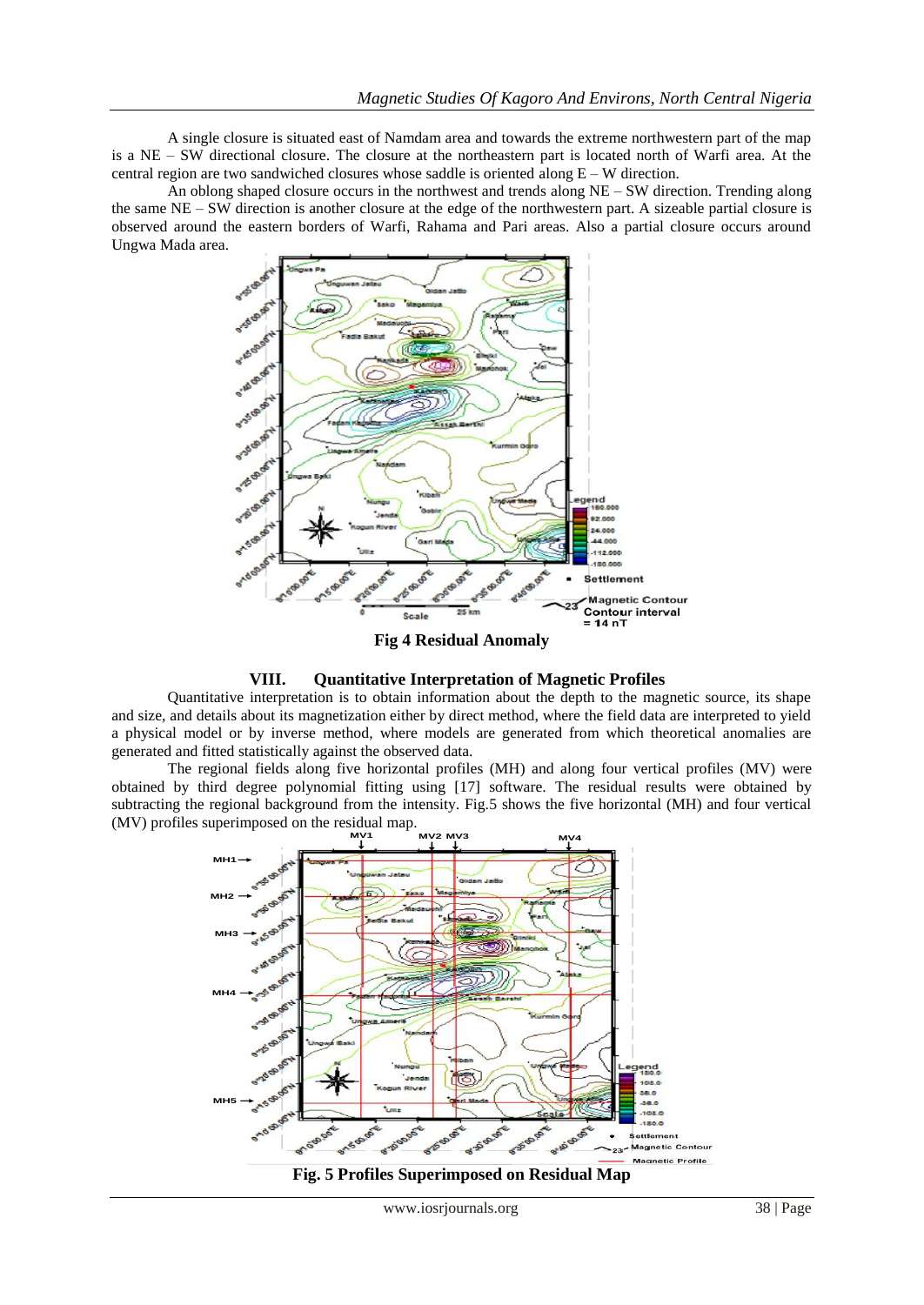A single closure is situated east of Namdam area and towards the extreme northwestern part of the map is a NE – SW directional closure. The closure at the northeastern part is located north of Warfi area. At the central region are two sandwiched closures whose saddle is oriented along E – W direction.

An oblong shaped closure occurs in the northwest and trends along NE – SW direction. Trending along the same NE – SW direction is another closure at the edge of the northwestern part. A sizeable partial closure is observed around the eastern borders of Warfi, Rahama and Pari areas. Also a partial closure occurs around Ungwa Mada area.

**Fig 4 Residual Anomaly**

## VIII. Quantitative Interpretation of Magnetic Profiles

Quantitative interpretation is to obtain information about the depth to the magnetic source, its shape and size, and details about its magnetization either by direct method, where the field data are interpreted to yield a physical model or by inverse method, where models are generated from which theoretical anomalies are generated and fitted statistically against the observed data.

The regional fields along five horizontal profiles (MH) and along four vertical profiles (MV) were obtained by third degree polynomial fitting using [17] software. The residual results were obtained by subtracting the regional background from the intensity. Fig.5 shows the five horizontal (MH) and four vertical (MV) profiles superimposed on the residual map.

**Fig. 5 Profiles Superimposed on Residual Map**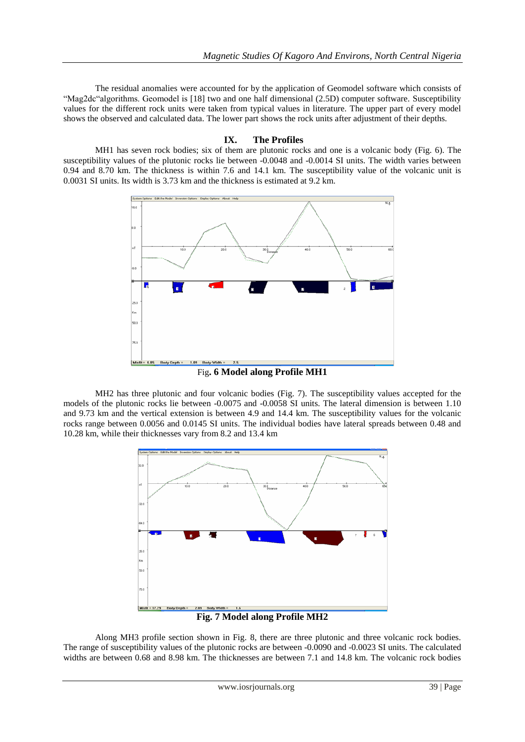The residual anomalies were accounted for by the application of Geomodel software which consists of "Mag2dc"algorithms. Geomodel is [18] two and one half dimensional (2.5D) computer software. Susceptibility values for the different rock units were taken from typical values in literature. The upper part of every model shows the observed and calculated data. The lower part shows the rock units after adjustment of their depths.

## IX. The Profiles

MH1 has seven rock bodies; six of them are plutonic rocks and one is a volcanic body (Fig. 6). The susceptibility values of the plutonic rocks lie between -0.0048 and -0.0014 SI units. The width varies between 0.94 and 8.70 km. The thickness is within 7.6 and 14.1 km. The susceptibility value of the volcanic unit is 0.0031 SI units. Its width is 3.73 km and the thickness is estimated at 9.2 km.

Fig**. 6 Model along Profile MH1**

MH2 has three plutonic and four volcanic bodies (Fig. 7). The susceptibility values accepted for the models of the plutonic rocks lie between -0.0075 and -0.0058 SI units. The lateral dimension is between 1.10 and 9.73 km and the vertical extension is between 4.9 and 14.4 km. The susceptibility values for the volcanic rocks range between 0.0056 and 0.0145 SI units. The individual bodies have lateral spreads between 0.48 and 10.28 km, while their thicknesses vary from 8.2 and 13.4 km

**Fig. 7 Model along Profile MH2**

Along MH3 profile section shown in Fig. 8, there are three plutonic and three volcanic rock bodies. The range of susceptibility values of the plutonic rocks are between -0.0090 and -0.0023 SI units. The calculated widths are between 0.68 and 8.98 km. The thicknesses are between 7.1 and 14.8 km. The volcanic rock bodies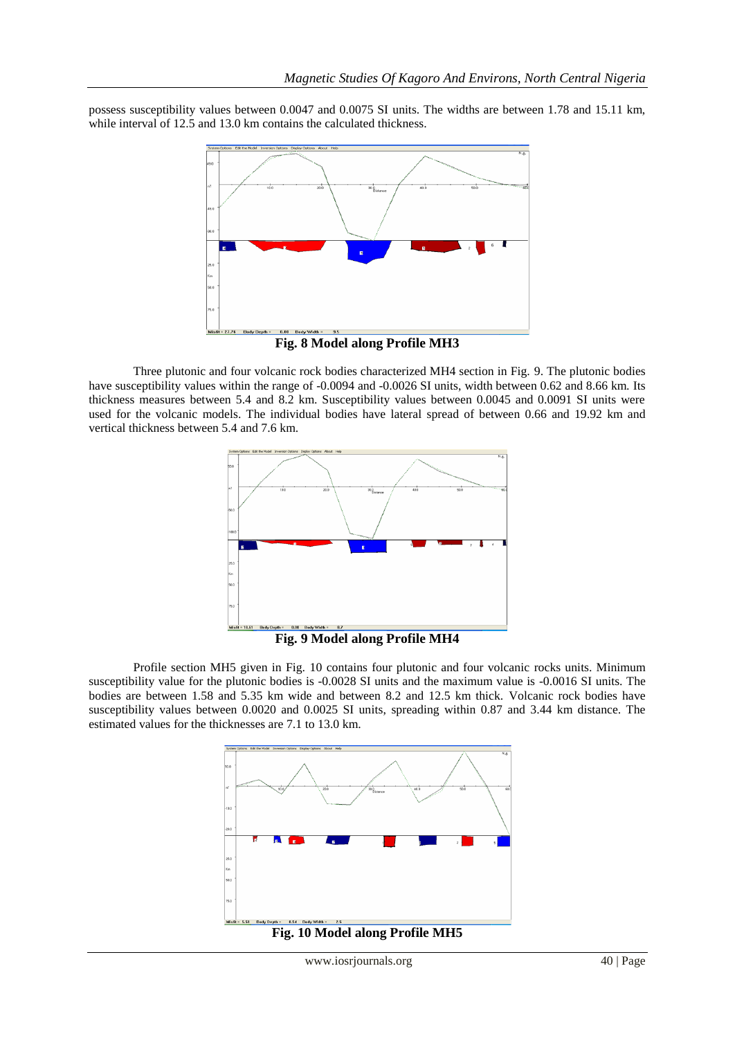possess susceptibility values between 0.0047 and 0.0075 SI units. The widths are between 1.78 and 15.11 km, while interval of 12.5 and 13.0 km contains the calculated thickness.

**Fig. 8 Model along Profile MH3**

Three plutonic and four volcanic rock bodies characterized MH4 section in Fig. 9. The plutonic bodies have susceptibility values within the range of -0.0094 and -0.0026 SI units, width between 0.62 and 8.66 km. Its thickness measures between 5.4 and 8.2 km. Susceptibility values between 0.0045 and 0.0091 SI units were used for the volcanic models. The individual bodies have lateral spread of between 0.66 and 19.92 km and vertical thickness between 5.4 and 7.6 km.

**Fig. 9 Model along Profile MH4**

Profile section MH5 given in Fig. 10 contains four plutonic and four volcanic rocks units. Minimum susceptibility value for the plutonic bodies is -0.0028 SI units and the maximum value is -0.0016 SI units. The bodies are between 1.58 and 5.35 km wide and between 8.2 and 12.5 km thick. Volcanic rock bodies have susceptibility values between 0.0020 and 0.0025 SI units, spreading within 0.87 and 3.44 km distance. The estimated values for the thicknesses are 7.1 to 13.0 km.

**Fig. 10 Model along Profile MH5**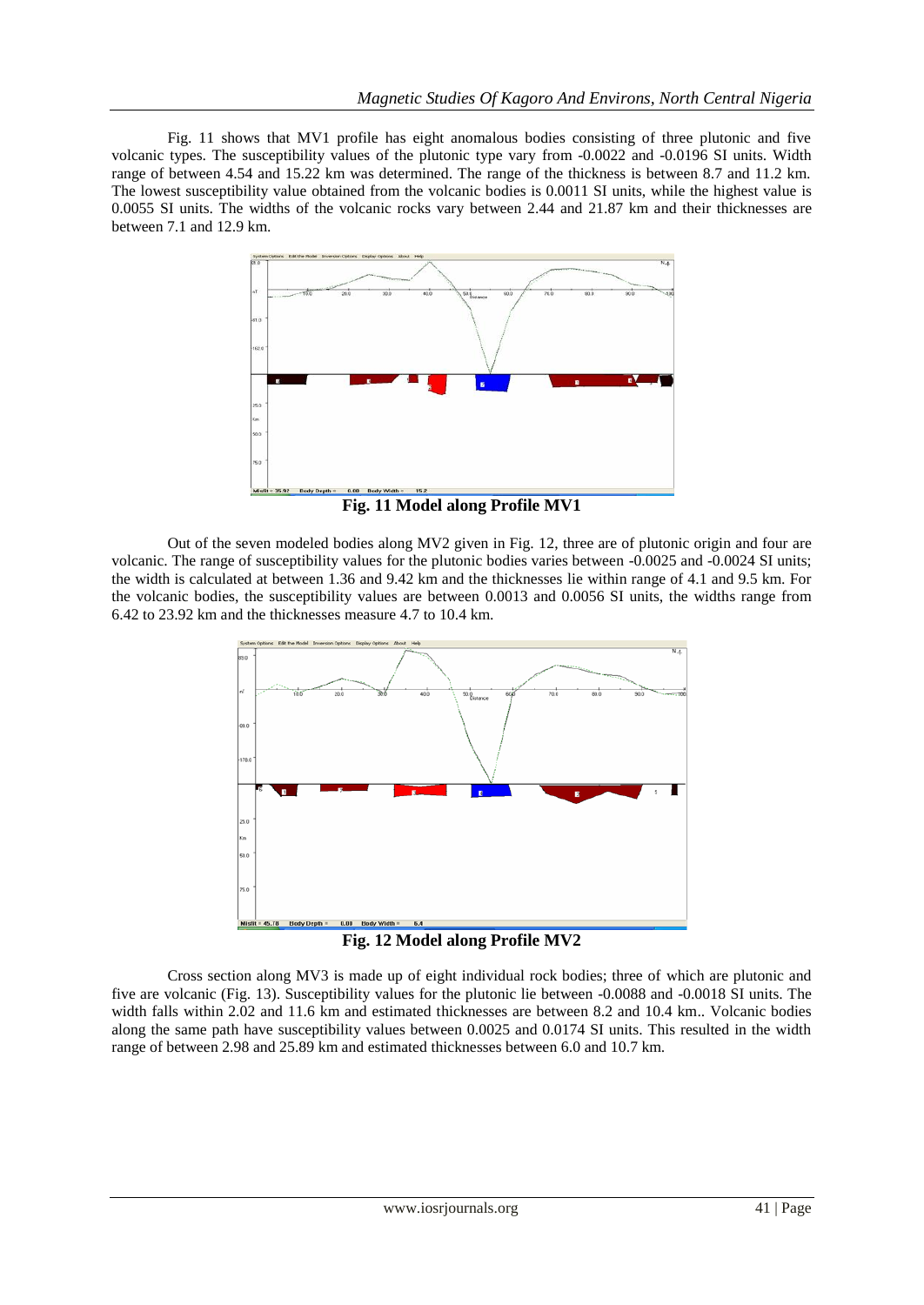Fig. 11 shows that MV1 profile has eight anomalous bodies consisting of three plutonic and five volcanic types. The susceptibility values of the plutonic type vary from -0.0022 and -0.0196 SI units. Width range of between 4.54 and 15.22 km was determined. The range of the thickness is between 8.7 and 11.2 km. The lowest susceptibility value obtained from the volcanic bodies is 0.0011 SI units, while the highest value is 0.0055 SI units. The widths of the volcanic rocks vary between 2.44 and 21.87 km and their thicknesses are between 7.1 and 12.9 km.

**Fig. 11 Model along Profile MV1**

Out of the seven modeled bodies along MV2 given in Fig. 12, three are of plutonic origin and four are volcanic. The range of susceptibility values for the plutonic bodies varies between -0.0025 and -0.0024 SI units; the width is calculated at between 1.36 and 9.42 km and the thicknesses lie within range of 4.1 and 9.5 km. For the volcanic bodies, the susceptibility values are between 0.0013 and 0.0056 SI units, the widths range from 6.42 to 23.92 km and the thicknesses measure 4.7 to 10.4 km.

**Fig. 12 Model along Profile MV2**

Cross section along MV3 is made up of eight individual rock bodies; three of which are plutonic and five are volcanic (Fig. 13). Susceptibility values for the plutonic lie between -0.0088 and -0.0018 SI units. The width falls within 2.02 and 11.6 km and estimated thicknesses are between 8.2 and 10.4 km.. Volcanic bodies along the same path have susceptibility values between 0.0025 and 0.0174 SI units. This resulted in the width range of between 2.98 and 25.89 km and estimated thicknesses between 6.0 and 10.7 km.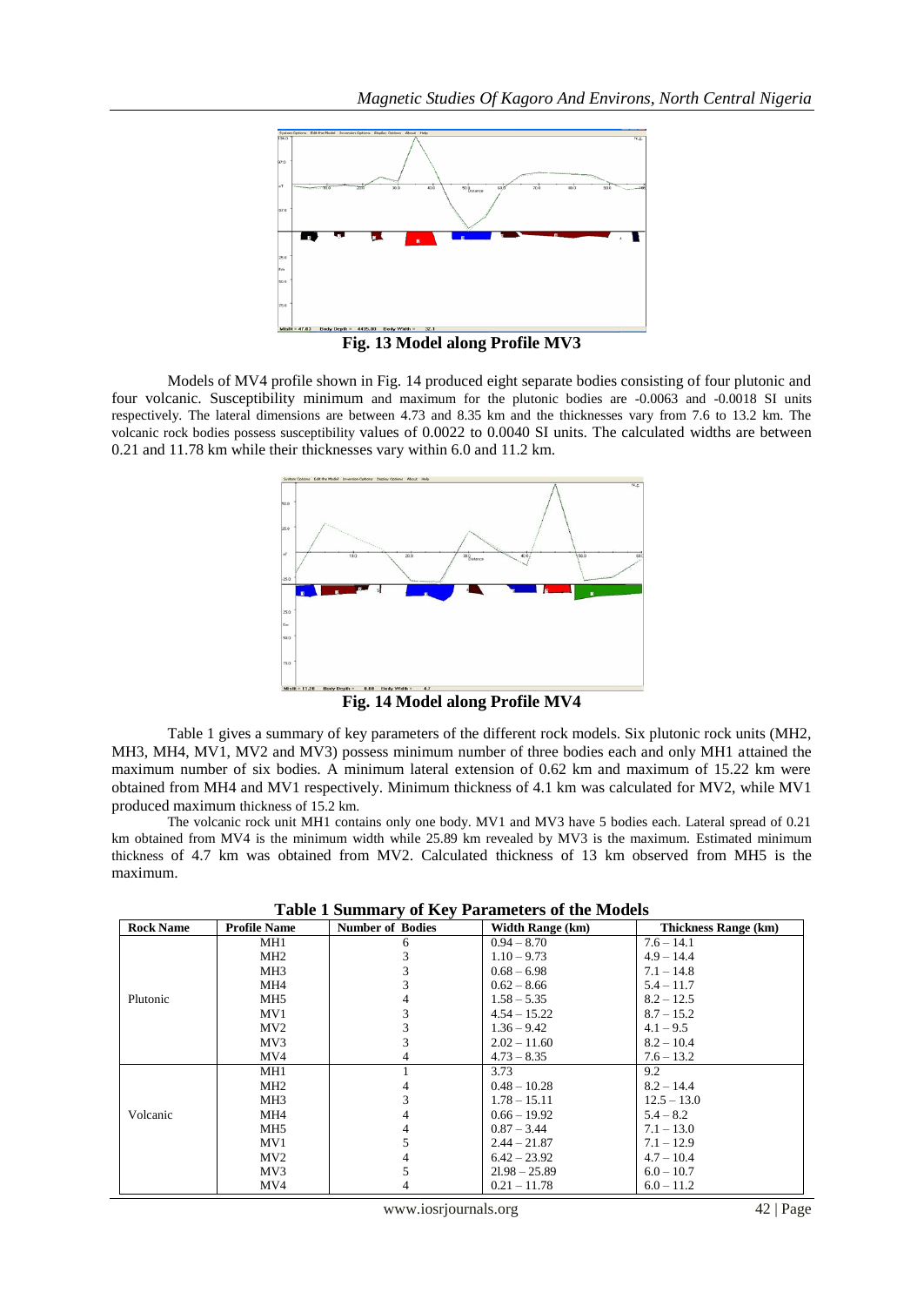**Fig. 13 Model along Profile MV3**

Models of MV4 profile shown in Fig. 14 produced eight separate bodies consisting of four plutonic and four volcanic. Susceptibility minimum and maximum for the plutonic bodies are -0.0063 and -0.0018 SI units respectively. The lateral dimensions are between 4.73 and 8.35 km and the thicknesses vary from 7.6 to 13.2 km. The volcanic rock bodies possess susceptibility values of 0.0022 to 0.0040 SI units. The calculated widths are between 0.21 and 11.78 km while their thicknesses vary within 6.0 and 11.2 km.

**Fig. 14 Model along Profile MV4**

Table 1 gives a summary of key parameters of the different rock models. Six plutonic rock units (MH2, MH3, MH4, MV1, MV2 and MV3) possess minimum number of three bodies each and only MH1 attained the maximum number of six bodies. A minimum lateral extension of 0.62 km and maximum of 15.22 km were obtained from MH4 and MV1 respectively. Minimum thickness of 4.1 km was calculated for MV2, while MV1 produced maximum thickness of 15.2 km.

The volcanic rock unit MH1 contains only one body. MV1 and MV3 have 5 bodies each. Lateral spread of 0.21 km obtained from MV4 is the minimum width while 25.89 km revealed by MV3 is the maximum. Estimated minimum thickness of 4.7 km was obtained from MV2. Calculated thickness of 13 km observed from MH5 is the maximum.

**Table 1 Summary of Key Parameters of the Models**

| Rock Name | Profile Name | Number of Bodies | Width Range (km) | Thickness Range (km) |
|---|---|---|---|---|
| Plutonic | MH1 | 6 | 0.94 – 8.70 | 7.6 – 14.1 |
| | MH2 | 3 | 1.10 – 9.73 | 4.9 – 14.4 |
| | MH3 | 3 | 0.68 – 6.98 | 7.1 – 14.8 |
| | MH4 | 3 | 0.62 – 8.66 | 5.4 – 11.7 |
| | MH5 | 4 | 1.58 – 5.35 | 8.2 – 12.5 |
| | MV1 | 3 | 4.54 – 15.22 | 8.7 – 15.2 |
| | MV2 | 3 | 1.36 – 9.42 | 4.1 – 9.5 |
| | MV3 | 3 | 2.02 – 11.60 | 8.2 – 10.4 |
| | MV4 | 4 | 4.73 – 8.35 | 7.6 – 13.2 |
| Volcanic | MH1 | 1 | 3.73 | 9.2 |
| | MH2 | 4 | 0.48 – 10.28 | 8.2 – 14.4 |
| | MH3 | 3 | 1.78 – 15.11 | 12.5 – 13.0 |
| | MH4 | 4 | 0.66 – 19.92 | 5.4 – 8.2 |
| | MH5 | 4 | 0.87 – 3.44 | 7.1 – 13.0 |
| | MV1 | 5 | 2.44 – 21.87 | 7.1 – 12.9 |
| | MV2 | 4 | 6.42 – 23.92 | 4.7 – 10.4 |
| | MV3 | 5 | 21.98 – 25.89 | 6.0 – 10.7 |
| | MV4 | 4 | 0.21 – 11.78 | 6.0 – 11.2 |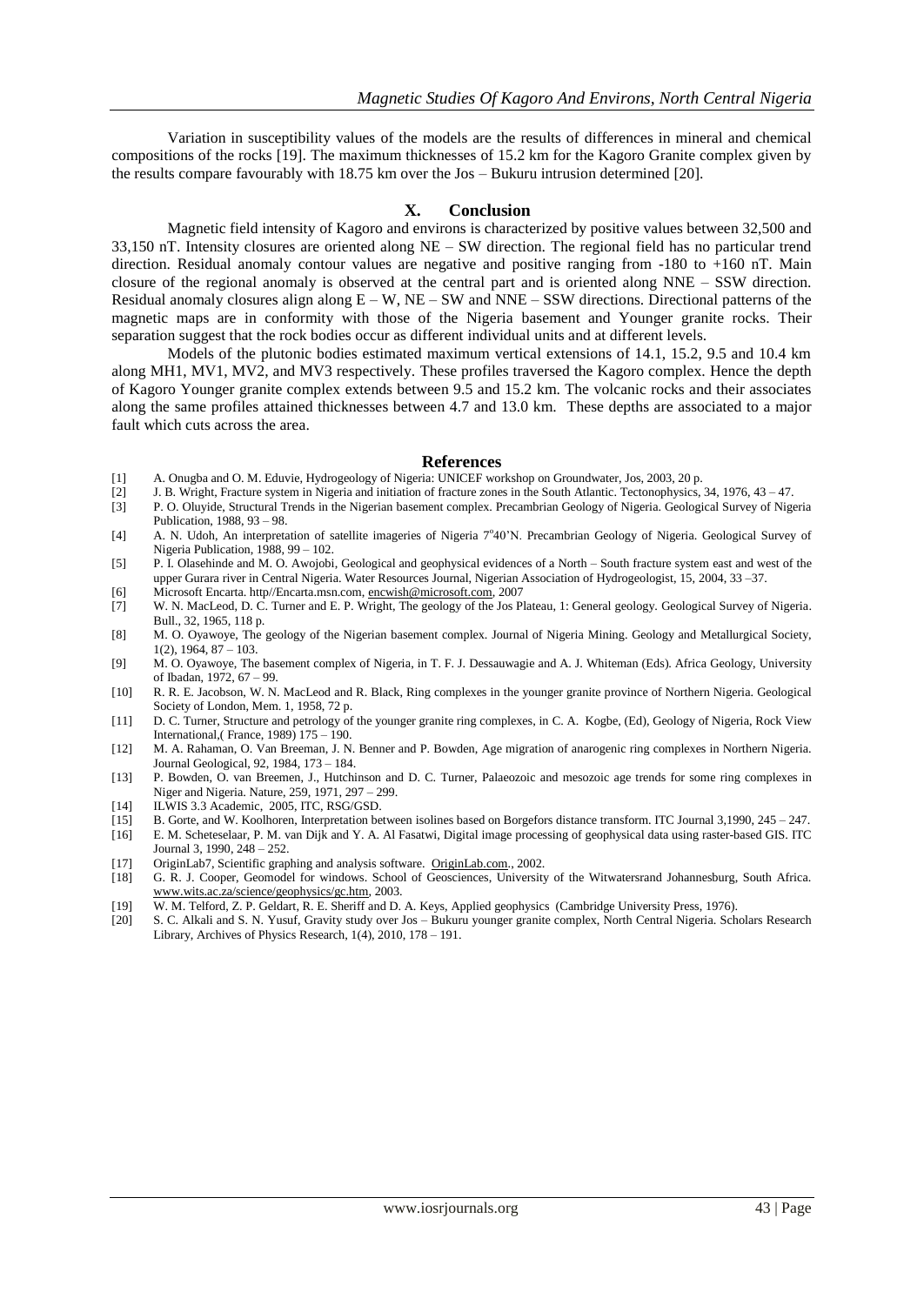Variation in susceptibility values of the models are the results of differences in mineral and chemical compositions of the rocks [19]. The maximum thicknesses of 15.2 km for the Kagoro Granite complex given by the results compare favourably with 18.75 km over the Jos – Bukuru intrusion determined [20].

## X. Conclusion

Magnetic field intensity of Kagoro and environs is characterized by positive values between 32,500 and 33,150 nT. Intensity closures are oriented along NE – SW direction. The regional field has no particular trend direction. Residual anomaly contour values are negative and positive ranging from -180 to +160 nT. Main closure of the regional anomaly is observed at the central part and is oriented along NNE – SSW direction. Residual anomaly closures align along E – W, NE – SW and NNE – SSW directions. Directional patterns of the magnetic maps are in conformity with those of the Nigeria basement and Younger granite rocks. Their separation suggest that the rock bodies occur as different individual units and at different levels.

Models of the plutonic bodies estimated maximum vertical extensions of 14.1, 15.2, 9.5 and 10.4 km along MH1, MV1, MV2, and MV3 respectively. These profiles traversed the Kagoro complex. Hence the depth of Kagoro Younger granite complex extends between 9.5 and 15.2 km. The volcanic rocks and their associates along the same profiles attained thicknesses between 4.7 and 13.0 km. These depths are associated to a major fault which cuts across the area.

## References

[1] A. Onugba and O. M. Eduvie, Hydrogeology of Nigeria: UNICEF workshop on Groundwater, Jos, 2003, 20 p.
[2] J. B. Wright, Fracture system in Nigeria and initiation of fracture zones in the South Atlantic. Tectonophysics, 34, 1976, 43 – 47.
[3] P. O. Oluyide, Structural Trends in the Nigerian basement complex. Precambrian Geology of Nigeria. Geological Survey of Nigeria Publication, 1988, 93 – 98.
[4] A. N. Udoh, An interpretation of satellite imageries of Nigeria 7°40'N. Precambrian Geology of Nigeria. Geological Survey of Nigeria Publication, 1988, 99 – 102.
[5] P. I. Olasehinde and M. O. Awojobi, Geological and geophysical evidences of a North – South fracture system east and west of the upper Gurara river in Central Nigeria. Water Resources Journal, Nigerian Association of Hydrogeologist, 15, 2004, 33 –37.
[6] Microsoft Encarta. http//Encarta.msn.com, encwish@microsoft.com, 2007
[7] W. N. MacLeod, D. C. Turner and E. P. Wright, The geology of the Jos Plateau, 1: General geology. Geological Survey of Nigeria. Bull., 32, 1965, 118 p.
[8] M. O. Oyawoye, The geology of the Nigerian basement complex. Journal of Nigeria Mining. Geology and Metallurgical Society, 1(2), 1964, 87 – 103.
[9] M. O. Oyawoye, The basement complex of Nigeria, in T. F. J. Dessauwagie and A. J. Whiteman (Eds). Africa Geology, University of Ibadan, 1972, 67 – 99.
[10] R. R. E. Jacobson, W. N. MacLeod and R. Black, Ring complexes in the younger granite province of Northern Nigeria. Geological Society of London, Mem. 1, 1958, 72 p.
[11] D. C. Turner, Structure and petrology of the younger granite ring complexes, in C. A. Kogbe, (Ed), Geology of Nigeria, Rock View International,( France, 1989) 175 – 190.
[12] M. A. Rahaman, O. Van Breeman, J. N. Benner and P. Bowden, Age migration of anarogenic ring complexes in Northern Nigeria. Journal Geological, 92, 1984, 173 – 184.
[13] P. Bowden, O. van Breemen, J., Hutchinson and D. C. Turner, Palaeozoic and mesozoic age trends for some ring complexes in Niger and Nigeria. Nature, 259, 1971, 297 – 299.
[14] ILWIS 3.3 Academic, 2005, ITC, RSG/GSD.
[15] B. Gorte, and W. Koolhoren, Interpretation between isolines based on Borgefors distance transform. ITC Journal 3,1990, 245 – 247.
[16] E. M. Scheteselaar, P. M. van Dijk and Y. A. Al Fasatwi, Digital image processing of geophysical data using raster-based GIS. ITC Journal 3, 1990, 248 – 252.
[17] OriginLab7, Scientific graphing and analysis software. OriginLab.com., 2002.
[18] G. R. J. Cooper, Geomodel for windows. School of Geosciences, University of the Witwatersrand Johannesburg, South Africa. www.wits.ac.za/science/geophysics/gc.htm, 2003.
[19] W. M. Telford, Z. P. Geldart, R. E. Sheriff and D. A. Keys, Applied geophysics (Cambridge University Press, 1976).
[20] S. C. Alkali and S. N. Yusuf, Gravity study over Jos – Bukuru younger granite complex, North Central Nigeria. Scholars Research Library, Archives of Physics Research, 1(4), 2010, 178 – 191.